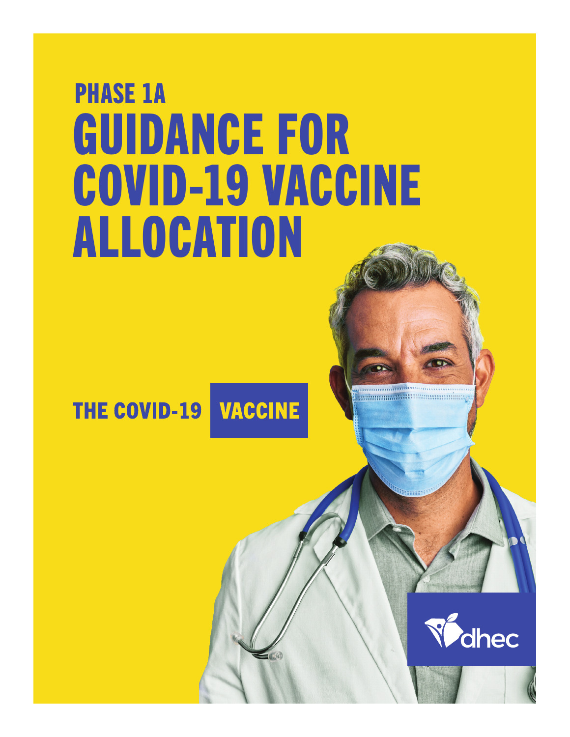## PHASE 1A

# GUIDANCE FOR COVID-19 VACCINE ALLOCATION

THE COVID-19 VACCINE

dhec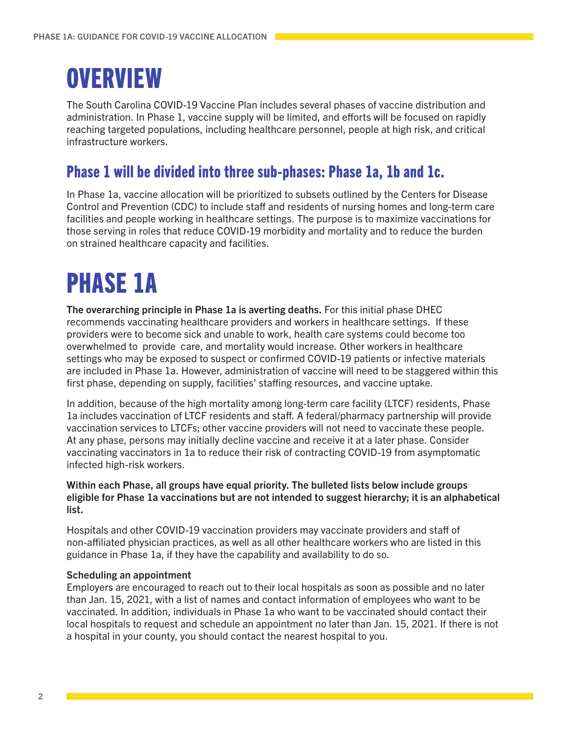# OVERVIEW

The South Carolina COVID-19 Vaccine Plan includes several phases of vaccine distribution and administration. In Phase 1, vaccine supply will be limited, and efforts will be focused on rapidly reaching targeted populations, including healthcare personnel, people at high risk, and critical infrastructure workers.

## Phase 1 will be divided into three sub-phases: Phase 1a, 1b and 1c.

In Phase 1a, vaccine allocation will be prioritized to subsets outlined by the Centers for Disease Control and Prevention (CDC) to include staff and residents of nursing homes and long-term care facilities and people working in healthcare settings. The purpose is to maximize vaccinations for those serving in roles that reduce COVID-19 morbidity and mortality and to reduce the burden on strained healthcare capacity and facilities.

# PHASE 1A

**The overarching principle in Phase 1a is averting deaths.** For this initial phase DHEC recommends vaccinating healthcare providers and workers in healthcare settings. If these providers were to become sick and unable to work, health care systems could become too overwhelmed to provide care, and mortality would increase. Other workers in healthcare settings who may be exposed to suspect or confirmed COVID-19 patients or infective materials are included in Phase 1a. However, administration of vaccine will need to be staggered within this first phase, depending on supply, facilities' staffing resources, and vaccine uptake.

In addition, because of the high mortality among long-term care facility (LTCF) residents, Phase 1a includes vaccination of LTCF residents and staff. A federal/pharmacy partnership will provide vaccination services to LTCFs; other vaccine providers will not need to vaccinate these people. At any phase, persons may initially decline vaccine and receive it at a later phase. Consider vaccinating vaccinators in 1a to reduce their risk of contracting COVID-19 from asymptomatic infected high-risk workers.

**Within each Phase, all groups have equal priority. The bulleted lists below include groups eligible for Phase 1a vaccinations but are not intended to suggest hierarchy; it is an alphabetical list.**

Hospitals and other COVID-19 vaccination providers may vaccinate providers and staff of non-affiliated physician practices, as well as all other healthcare workers who are listed in this guidance in Phase 1a, if they have the capability and availability to do so.

**Scheduling an appointment**

Employers are encouraged to reach out to their local hospitals as soon as possible and no later than Jan. 15, 2021, with a list of names and contact information of employees who want to be vaccinated. In addition, individuals in Phase 1a who want to be vaccinated should contact their local hospitals to request and schedule an appointment no later than Jan. 15, 2021. If there is not a hospital in your county, you should contact the nearest hospital to you.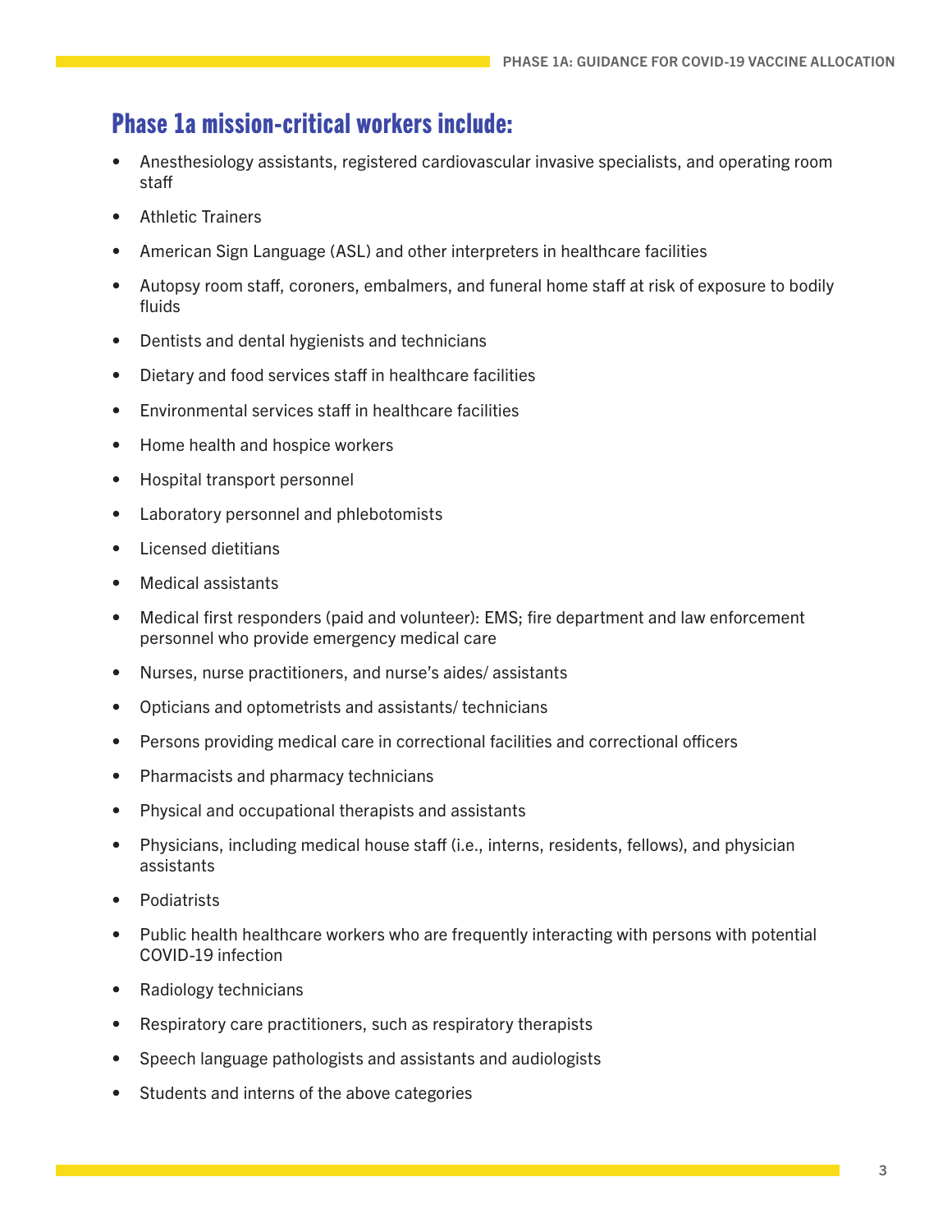## Phase 1a mission-critical workers include:

- Anesthesiology assistants, registered cardiovascular invasive specialists, and operating room staff
- Athletic Trainers
- American Sign Language (ASL) and other interpreters in healthcare facilities
- Autopsy room staff, coroners, embalmers, and funeral home staff at risk of exposure to bodily fluids
- Dentists and dental hygienists and technicians
- Dietary and food services staff in healthcare facilities
- Environmental services staff in healthcare facilities
- Home health and hospice workers
- Hospital transport personnel
- Laboratory personnel and phlebotomists
- Licensed dietitians
- Medical assistants
- Medical first responders (paid and volunteer): EMS; fire department and law enforcement personnel who provide emergency medical care
- Nurses, nurse practitioners, and nurse's aides/ assistants
- Opticians and optometrists and assistants/ technicians
- Persons providing medical care in correctional facilities and correctional officers
- Pharmacists and pharmacy technicians
- Physical and occupational therapists and assistants
- Physicians, including medical house staff (i.e., interns, residents, fellows), and physician assistants
- Podiatrists
- Public health healthcare workers who are frequently interacting with persons with potential COVID-19 infection
- Radiology technicians
- Respiratory care practitioners, such as respiratory therapists
- Speech language pathologists and assistants and audiologists
- Students and interns of the above categories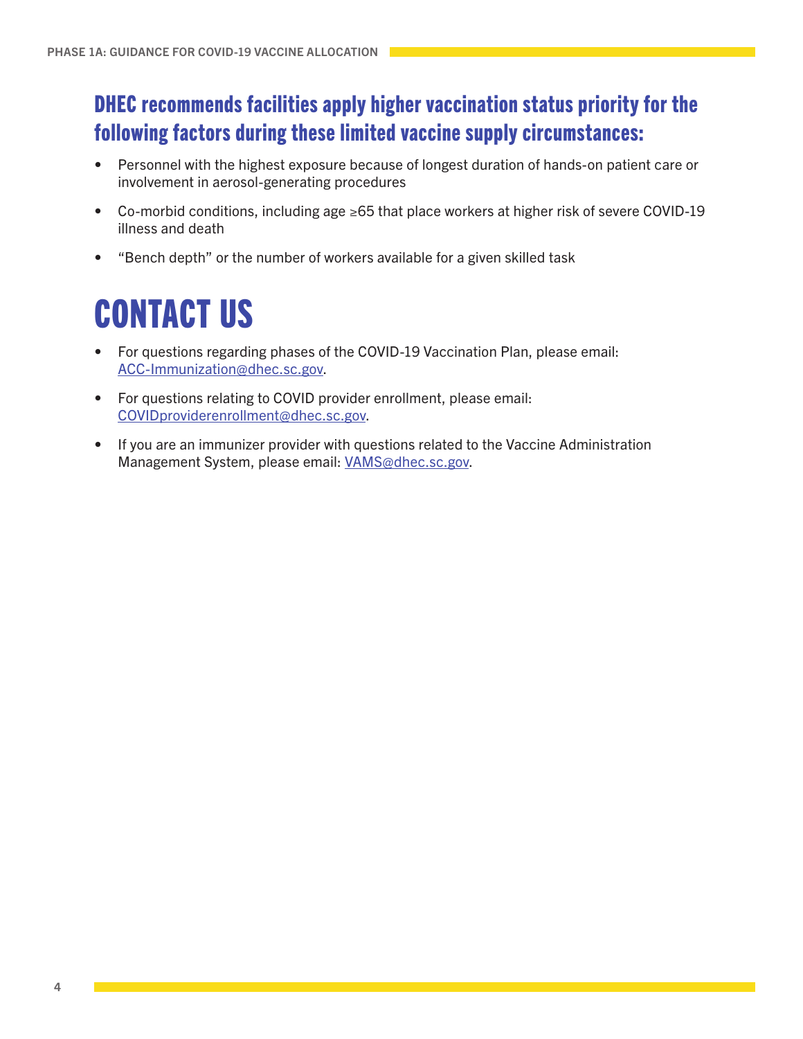### DHEC recommends facilities apply higher vaccination status priority for the following factors during these limited vaccine supply circumstances:

- Personnel with the highest exposure because of longest duration of hands-on patient care or involvement in aerosol-generating procedures
- Co-morbid conditions, including age ≥65 that place workers at higher risk of severe COVID-19 illness and death
- "Bench depth" or the number of workers available for a given skilled task

# CONTACT US

- For questions regarding phases of the COVID-19 Vaccination Plan, please email: ACC-Immunization@dhec.sc.gov.
- For questions relating to COVID provider enrollment, please email: COVIDproviderenrollment@dhec.sc.gov.
- If you are an immunizer provider with questions related to the Vaccine Administration Management System, please email: VAMS@dhec.sc.gov.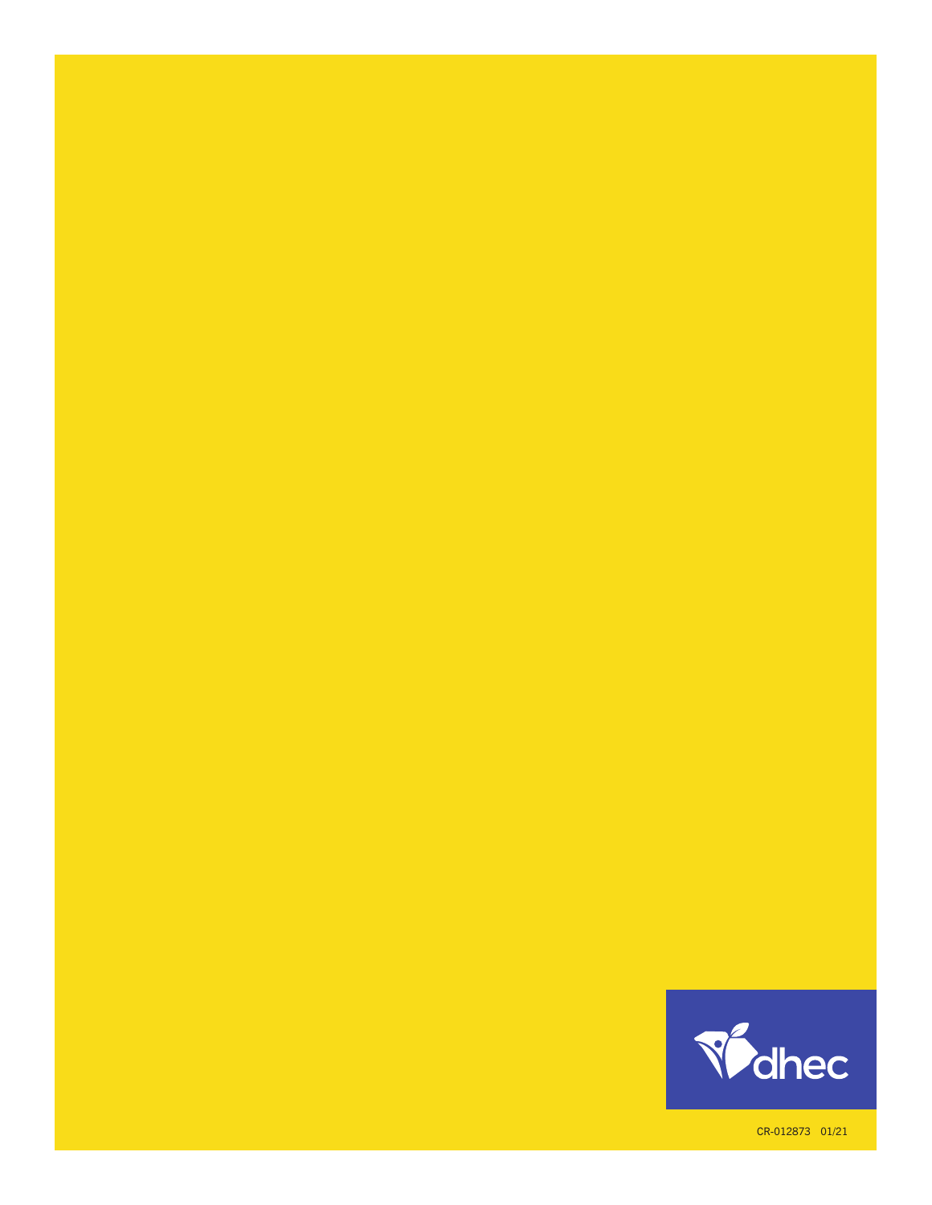dhec

CR-012873 01/21